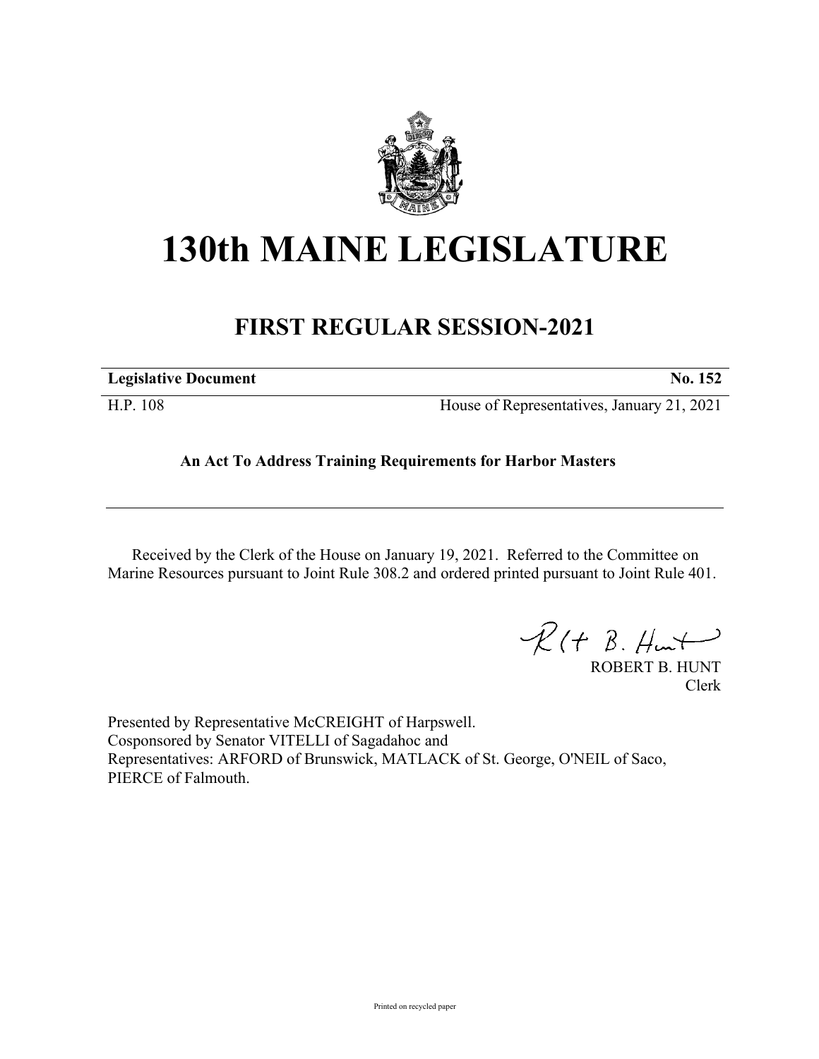# 130th MAINE LEGISLATURE

## FIRST REGULAR SESSION-2021

**Legislative Document** **No. 152**

H.P. 108 House of Representatives, January 21, 2021

**An Act To Address Training Requirements for Harbor Masters**

Received by the Clerk of the House on January 19, 2021. Referred to the Committee on Marine Resources pursuant to Joint Rule 308.2 and ordered printed pursuant to Joint Rule 401.

ROBERT B. HUNT
Clerk

Presented by Representative McCREIGHT of Harpswell.
Cosponsored by Senator VITELLI of Sagadahoc and
Representatives: ARFORD of Brunswick, MATLACK of St. George, O'NEIL of Saco, PIERCE of Falmouth.

Printed on recycled paper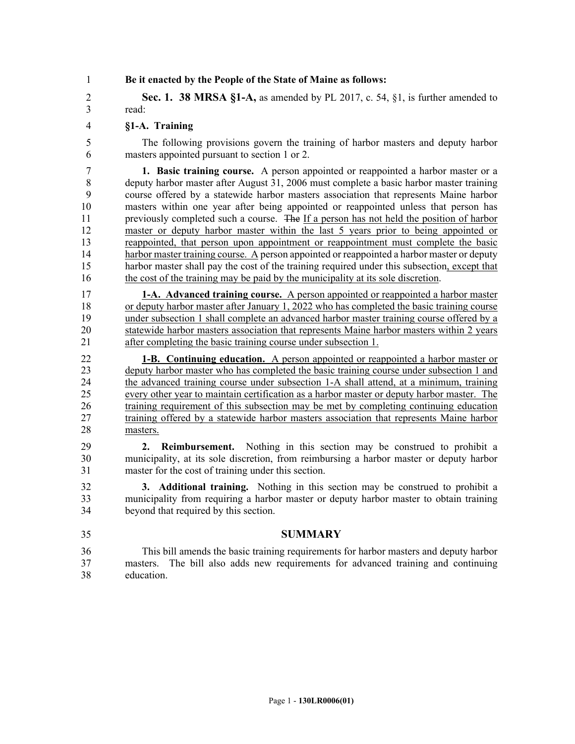**Be it enacted by the People of the State of Maine as follows:**

**Sec. 1. 38 MRSA §1-A,** as amended by PL 2017, c. 54, §1, is further amended to read:

**§1-A. Training**

The following provisions govern the training of harbor masters and deputy harbor masters appointed pursuant to section 1 or 2.

**1. Basic training course.** A person appointed or reappointed a harbor master or a deputy harbor master after August 31, 2006 must complete a basic harbor master training course offered by a statewide harbor masters association that represents Maine harbor masters within one year after being appointed or reappointed unless that person has previously completed such a course. ~~The~~ If a person has not held the position of harbor master or deputy harbor master within the last 5 years prior to being appointed or reappointed, that person upon appointment or reappointment must complete the basic harbor master training course. A person appointed or reappointed a harbor master or deputy harbor master shall pay the cost of the training required under this subsection, except that the cost of the training may be paid by the municipality at its sole discretion.

**1-A. Advanced training course.** A person appointed or reappointed a harbor master or deputy harbor master after January 1, 2022 who has completed the basic training course under subsection 1 shall complete an advanced harbor master training course offered by a statewide harbor masters association that represents Maine harbor masters within 2 years after completing the basic training course under subsection 1.

**1-B. Continuing education.** A person appointed or reappointed a harbor master or deputy harbor master who has completed the basic training course under subsection 1 and the advanced training course under subsection 1-A shall attend, at a minimum, training every other year to maintain certification as a harbor master or deputy harbor master. The training requirement of this subsection may be met by completing continuing education training offered by a statewide harbor masters association that represents Maine harbor masters.

**2. Reimbursement.** Nothing in this section may be construed to prohibit a municipality, at its sole discretion, from reimbursing a harbor master or deputy harbor master for the cost of training under this section.

**3. Additional training.** Nothing in this section may be construed to prohibit a municipality from requiring a harbor master or deputy harbor master to obtain training beyond that required by this section.

## SUMMARY

This bill amends the basic training requirements for harbor masters and deputy harbor masters. The bill also adds new requirements for advanced training and continuing education.